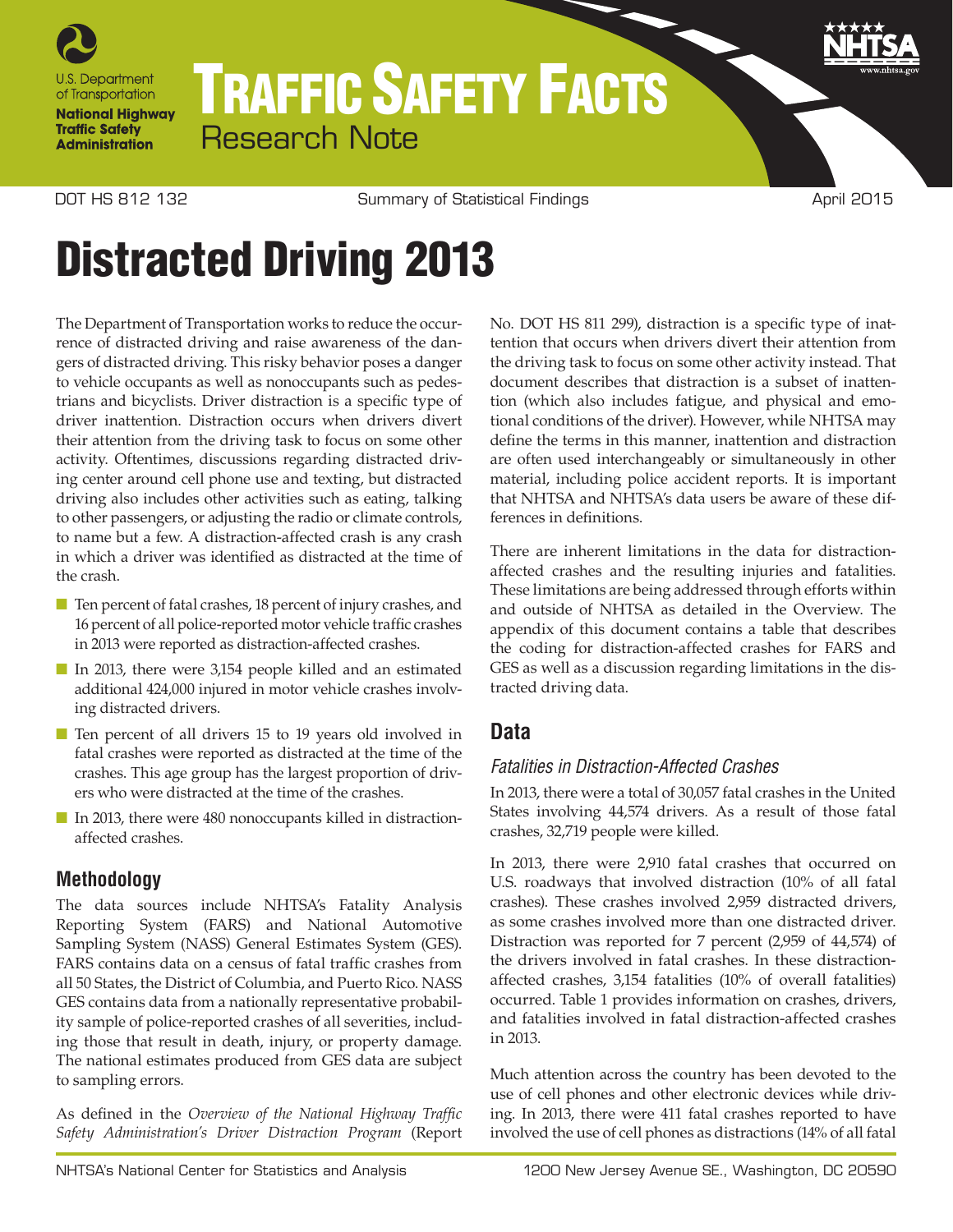# Traffic Safety Facts

Research Note

DOT HS 812 132 | Summary of Statistical Findings | April 2015

# Distracted Driving 2013

The Department of Transportation works to reduce the occurrence of distracted driving and raise awareness of the dangers of distracted driving. This risky behavior poses a danger to vehicle occupants as well as nonoccupants such as pedestrians and bicyclists. Driver distraction is a specific type of driver inattention. Distraction occurs when drivers divert their attention from the driving task to focus on some other activity. Oftentimes, discussions regarding distracted driving center around cell phone use and texting, but distracted driving also includes other activities such as eating, talking to other passengers, or adjusting the radio or climate controls, to name but a few. A distraction-affected crash is any crash in which a driver was identified as distracted at the time of the crash.

- Ten percent of fatal crashes, 18 percent of injury crashes, and 16 percent of all police-reported motor vehicle traffic crashes in 2013 were reported as distraction-affected crashes.
- In 2013, there were 3,154 people killed and an estimated additional 424,000 injured in motor vehicle crashes involving distracted drivers.
- Ten percent of all drivers 15 to 19 years old involved in fatal crashes were reported as distracted at the time of the crashes. This age group has the largest proportion of drivers who were distracted at the time of the crashes.
- In 2013, there were 480 nonoccupants killed in distraction-affected crashes.

## Methodology

The data sources include NHTSA's Fatality Analysis Reporting System (FARS) and National Automotive Sampling System (NASS) General Estimates System (GES). FARS contains data on a census of fatal traffic crashes from all 50 States, the District of Columbia, and Puerto Rico. NASS GES contains data from a nationally representative probability sample of police-reported crashes of all severities, including those that result in death, injury, or property damage. The national estimates produced from GES data are subject to sampling errors.

As defined in the *Overview of the National Highway Traffic Safety Administration's Driver Distraction Program* (Report No. DOT HS 811 299), distraction is a specific type of inattention that occurs when drivers divert their attention from the driving task to focus on some other activity instead. That document describes that distraction is a subset of inattention (which also includes fatigue, and physical and emotional conditions of the driver). However, while NHTSA may define the terms in this manner, inattention and distraction are often used interchangeably or simultaneously in other material, including police accident reports. It is important that NHTSA and NHTSA's data users be aware of these differences in definitions.

There are inherent limitations in the data for distraction-affected crashes and the resulting injuries and fatalities. These limitations are being addressed through efforts within and outside of NHTSA as detailed in the Overview. The appendix of this document contains a table that describes the coding for distraction-affected crashes for FARS and GES as well as a discussion regarding limitations in the distracted driving data.

## Data

### *Fatalities in Distraction-Affected Crashes*

In 2013, there were a total of 30,057 fatal crashes in the United States involving 44,574 drivers. As a result of those fatal crashes, 32,719 people were killed.

In 2013, there were 2,910 fatal crashes that occurred on U.S. roadways that involved distraction (10% of all fatal crashes). These crashes involved 2,959 distracted drivers, as some crashes involved more than one distracted driver. Distraction was reported for 7 percent (2,959 of 44,574) of the drivers involved in fatal crashes. In these distraction-affected crashes, 3,154 fatalities (10% of overall fatalities) occurred. Table 1 provides information on crashes, drivers, and fatalities involved in fatal distraction-affected crashes in 2013.

Much attention across the country has been devoted to the use of cell phones and other electronic devices while driving. In 2013, there were 411 fatal crashes reported to have involved the use of cell phones as distractions (14% of all fatal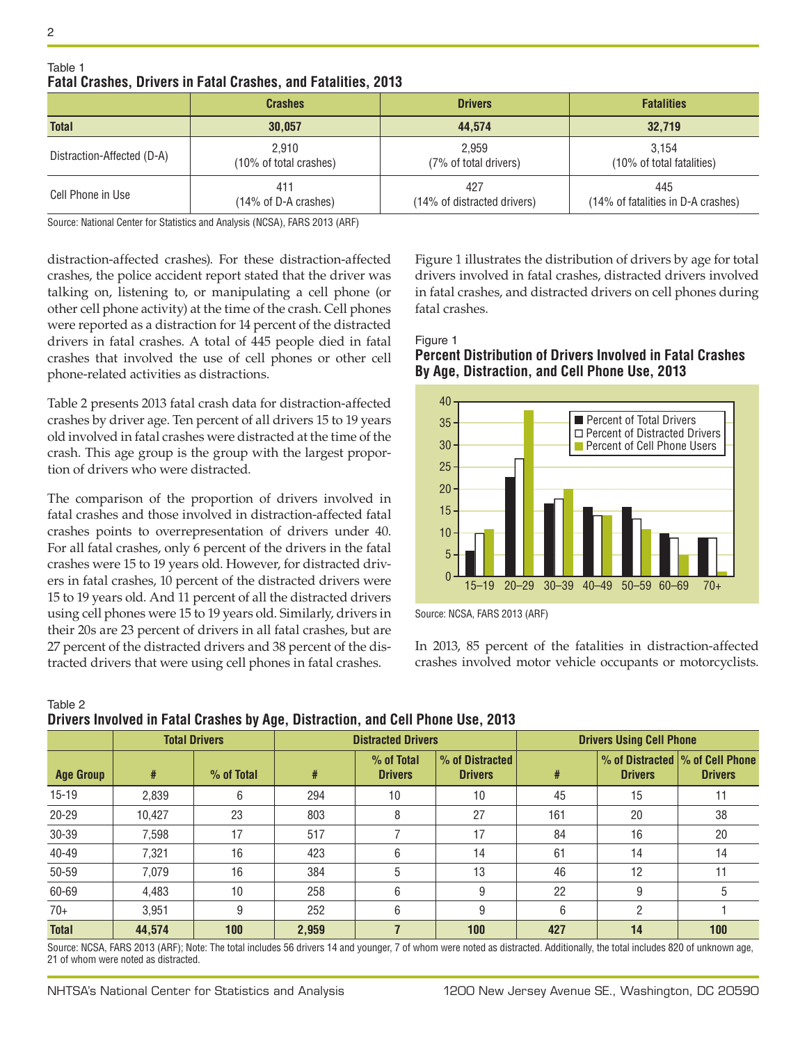Table 1
**Fatal Crashes, Drivers in Fatal Crashes, and Fatalities, 2013**

| | Crashes | Drivers | Fatalities |
|---|---|---|---|
| **Total** | **30,057** | **44,574** | **32,719** |
| Distraction-Affected (D-A) | 2,910 (10% of total crashes) | 2,959 (7% of total drivers) | 3,154 (10% of total fatalities) |
| Cell Phone in Use | 411 (14% of D-A crashes) | 427 (14% of distracted drivers) | 445 (14% of fatalities in D-A crashes) |

Source: National Center for Statistics and Analysis (NCSA), FARS 2013 (ARF)

distraction-affected crashes). For these distraction-affected crashes, the police accident report stated that the driver was talking on, listening to, or manipulating a cell phone (or other cell phone activity) at the time of the crash. Cell phones were reported as a distraction for 14 percent of the distracted drivers in fatal crashes. A total of 445 people died in fatal crashes that involved the use of cell phones or other cell phone-related activities as distractions.

Table 2 presents 2013 fatal crash data for distraction-affected crashes by driver age. Ten percent of all drivers 15 to 19 years old involved in fatal crashes were distracted at the time of the crash. This age group is the group with the largest proportion of drivers who were distracted.

The comparison of the proportion of drivers involved in fatal crashes and those involved in distraction-affected fatal crashes points to overrepresentation of drivers under 40. For all fatal crashes, only 6 percent of the drivers in the fatal crashes were 15 to 19 years old. However, for distracted drivers in fatal crashes, 10 percent of the distracted drivers were 15 to 19 years old. And 11 percent of all the distracted drivers using cell phones were 15 to 19 years old. Similarly, drivers in their 20s are 23 percent of drivers in all fatal crashes, but are 27 percent of the distracted drivers and 38 percent of the distracted drivers that were using cell phones in fatal crashes.

Figure 1 illustrates the distribution of drivers by age for total drivers involved in fatal crashes, distracted drivers involved in fatal crashes, and distracted drivers on cell phones during fatal crashes.

Figure 1
**Percent Distribution of Drivers Involved in Fatal Crashes By Age, Distraction, and Cell Phone Use, 2013**

Source: NCSA, FARS 2013 (ARF)

In 2013, 85 percent of the fatalities in distraction-affected crashes involved motor vehicle occupants or motorcyclists.

Table 2
**Drivers Involved in Fatal Crashes by Age, Distraction, and Cell Phone Use, 2013**

| | Total Drivers | | Distracted Drivers | | | Drivers Using Cell Phone | | |
|---|---|---|---|---|---|---|---|---|
| **Age Group** | **#** | **% of Total** | **#** | **% of Total Drivers** | **% of Distracted Drivers** | **#** | **% of Distracted Drivers** | **% of Cell Phone Drivers** |
| 15-19 | 2,839 | 6 | 294 | 10 | 10 | 45 | 15 | 11 |
| 20-29 | 10,427 | 23 | 803 | 8 | 27 | 161 | 20 | 38 |
| 30-39 | 7,598 | 17 | 517 | 7 | 17 | 84 | 16 | 20 |
| 40-49 | 7,321 | 16 | 423 | 6 | 14 | 61 | 14 | 14 |
| 50-59 | 7,079 | 16 | 384 | 5 | 13 | 46 | 12 | 11 |
| 60-69 | 4,483 | 10 | 258 | 6 | 9 | 22 | 9 | 5 |
| 70+ | 3,951 | 9 | 252 | 6 | 9 | 6 | 2 | 1 |
| **Total** | **44,574** | **100** | **2,959** | **7** | **100** | **427** | **14** | **100** |

Source: NCSA, FARS 2013 (ARF); Note: The total includes 56 drivers 14 and younger, 7 of whom were noted as distracted. Additionally, the total includes 820 of unknown age, 21 of whom were noted as distracted.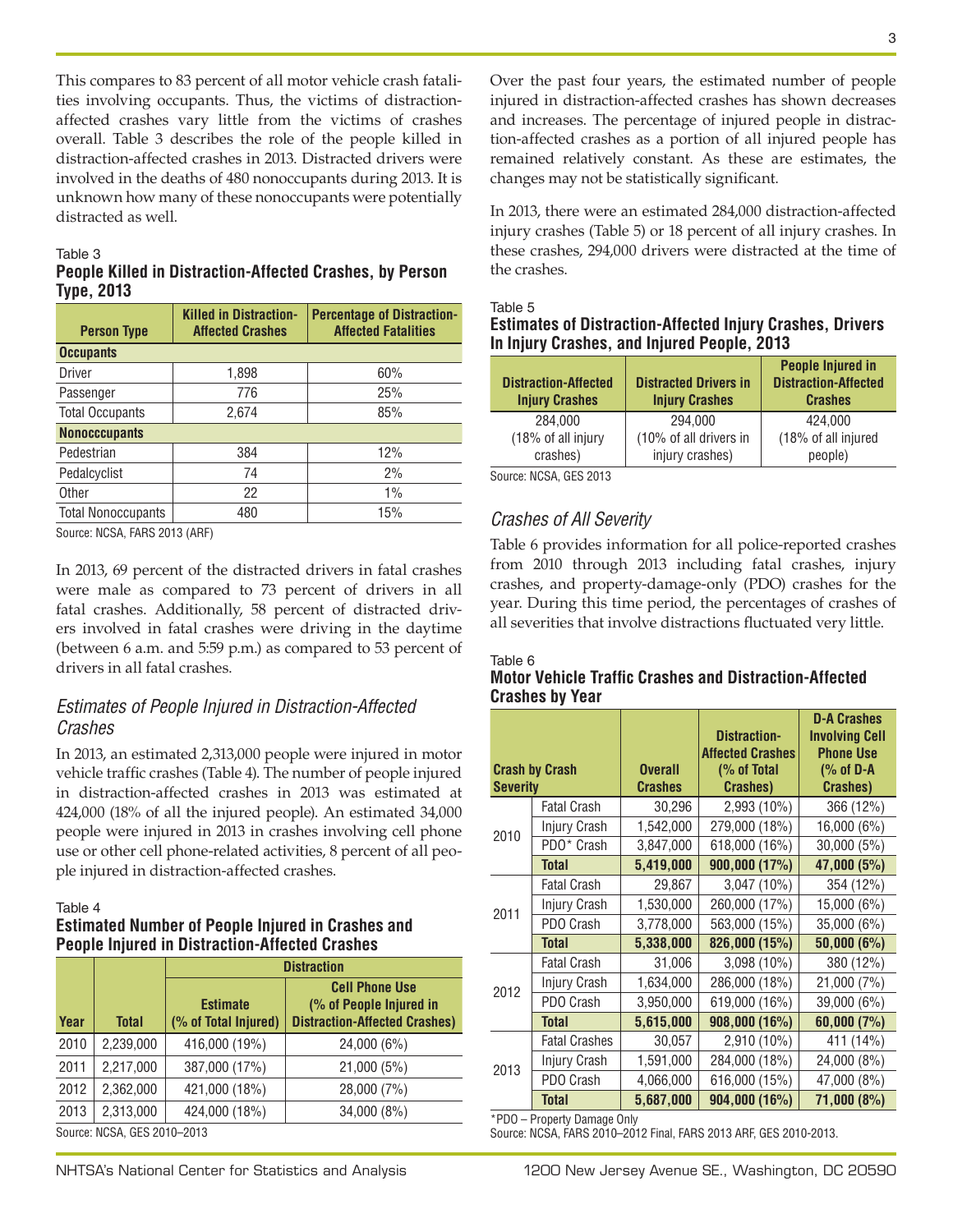This compares to 83 percent of all motor vehicle crash fatalities involving occupants. Thus, the victims of distraction-affected crashes vary little from the victims of crashes overall. Table 3 describes the role of the people killed in distraction-affected crashes in 2013. Distracted drivers were involved in the deaths of 480 nonoccupants during 2013. It is unknown how many of these nonoccupants were potentially distracted as well.

Table 3
**People Killed in Distraction-Affected Crashes, by Person Type, 2013**

| Person Type | Killed in Distraction-Affected Crashes | Percentage of Distraction-Affected Fatalities |
|---|---|---|
| **Occupants** | | |
| Driver | 1,898 | 60% |
| Passenger | 776 | 25% |
| Total Occupants | 2,674 | 85% |
| **Nonocccupants** | | |
| Pedestrian | 384 | 12% |
| Pedalcyclist | 74 | 2% |
| Other | 22 | 1% |
| Total Nonoccupants | 480 | 15% |

Source: NCSA, FARS 2013 (ARF)

In 2013, 69 percent of the distracted drivers in fatal crashes were male as compared to 73 percent of drivers in all fatal crashes. Additionally, 58 percent of distracted drivers involved in fatal crashes were driving in the daytime (between 6 a.m. and 5:59 p.m.) as compared to 53 percent of drivers in all fatal crashes.

### *Estimates of People Injured in Distraction-Affected Crashes*

In 2013, an estimated 2,313,000 people were injured in motor vehicle traffic crashes (Table 4). The number of people injured in distraction-affected crashes in 2013 was estimated at 424,000 (18% of all the injured people). An estimated 34,000 people were injured in 2013 in crashes involving cell phone use or other cell phone-related activities, 8 percent of all people injured in distraction-affected crashes.

Table 4
**Estimated Number of People Injured in Crashes and People Injured in Distraction-Affected Crashes**

| Year | Total | Distraction | |
|---|---|---|---|
| | | Estimate (% of Total Injured) | Cell Phone Use (% of People Injured in Distraction-Affected Crashes) |
| 2010 | 2,239,000 | 416,000 (19%) | 24,000 (6%) |
| 2011 | 2,217,000 | 387,000 (17%) | 21,000 (5%) |
| 2012 | 2,362,000 | 421,000 (18%) | 28,000 (7%) |
| 2013 | 2,313,000 | 424,000 (18%) | 34,000 (8%) |

Source: NCSA, GES 2010–2013

Over the past four years, the estimated number of people injured in distraction-affected crashes has shown decreases and increases. The percentage of injured people in distraction-affected crashes as a portion of all injured people has remained relatively constant. As these are estimates, the changes may not be statistically significant.

In 2013, there were an estimated 284,000 distraction-affected injury crashes (Table 5) or 18 percent of all injury crashes. In these crashes, 294,000 drivers were distracted at the time of the crashes.

Table 5
**Estimates of Distraction-Affected Injury Crashes, Drivers In Injury Crashes, and Injured People, 2013**

| Distraction-Affected Injury Crashes | Distracted Drivers in Injury Crashes | People Injured in Distraction-Affected Crashes |
|---|---|---|
| 284,000 (18% of all injury crashes) | 294,000 (10% of all drivers in injury crashes) | 424,000 (18% of all injured people) |

Source: NCSA, GES 2013

### *Crashes of All Severity*

Table 6 provides information for all police-reported crashes from 2010 through 2013 including fatal crashes, injury crashes, and property-damage-only (PDO) crashes for the year. During this time period, the percentages of crashes of all severities that involve distractions fluctuated very little.

Table 6
**Motor Vehicle Traffic Crashes and Distraction-Affected Crashes by Year**

| Crash by Crash Severity | | Overall Crashes | Distraction-Affected Crashes (% of Total Crashes) | D-A Crashes Involving Cell Phone Use (% of D-A Crashes) |
|---|---|---|---|---|
| 2010 | Fatal Crash | 30,296 | 2,993 (10%) | 366 (12%) |
| | Injury Crash | 1,542,000 | 279,000 (18%) | 16,000 (6%) |
| | PDO* Crash | 3,847,000 | 618,000 (16%) | 30,000 (5%) |
| | **Total** | **5,419,000** | **900,000 (17%)** | **47,000 (5%)** |
| 2011 | Fatal Crash | 29,867 | 3,047 (10%) | 354 (12%) |
| | Injury Crash | 1,530,000 | 260,000 (17%) | 15,000 (6%) |
| | PDO Crash | 3,778,000 | 563,000 (15%) | 35,000 (6%) |
| | **Total** | **5,338,000** | **826,000 (15%)** | **50,000 (6%)** |
| 2012 | Fatal Crash | 31,006 | 3,098 (10%) | 380 (12%) |
| | Injury Crash | 1,634,000 | 286,000 (18%) | 21,000 (7%) |
| | PDO Crash | 3,950,000 | 619,000 (16%) | 39,000 (6%) |
| | **Total** | **5,615,000** | **908,000 (16%)** | **60,000 (7%)** |
| 2013 | Fatal Crashes | 30,057 | 2,910 (10%) | 411 (14%) |
| | Injury Crash | 1,591,000 | 284,000 (18%) | 24,000 (8%) |
| | PDO Crash | 4,066,000 | 616,000 (15%) | 47,000 (8%) |
| | **Total** | **5,687,000** | **904,000 (16%)** | **71,000 (8%)** |

*PDO – Property Damage Only
Source: NCSA, FARS 2010–2012 Final, FARS 2013 ARF, GES 2010-2013.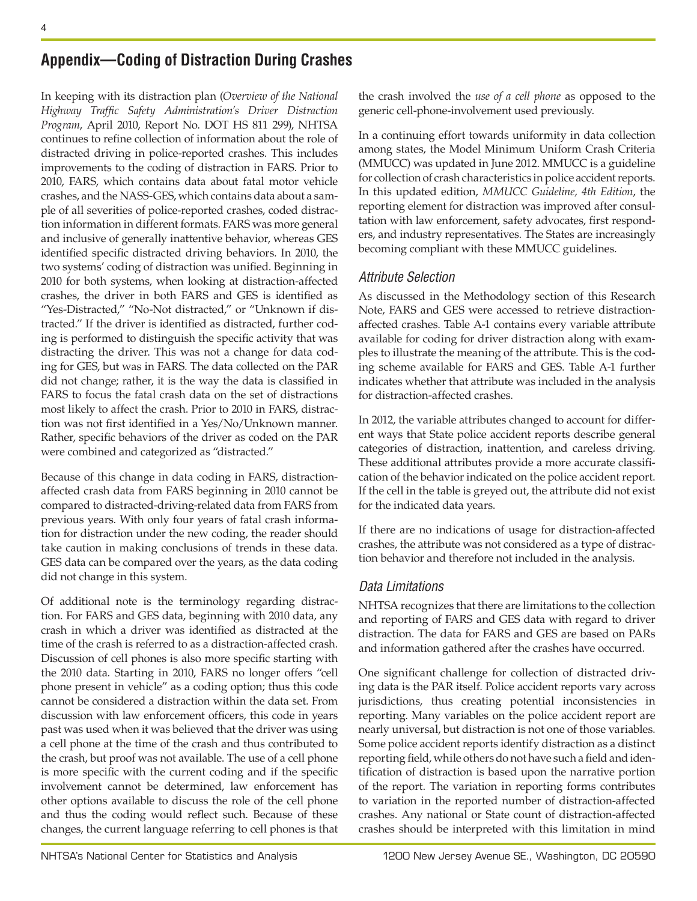## Appendix—Coding of Distraction During Crashes

In keeping with its distraction plan (*Overview of the National Highway Traffic Safety Administration's Driver Distraction Program*, April 2010, Report No. DOT HS 811 299), NHTSA continues to refine collection of information about the role of distracted driving in police-reported crashes. This includes improvements to the coding of distraction in FARS. Prior to 2010, FARS, which contains data about fatal motor vehicle crashes, and the NASS-GES, which contains data about a sample of all severities of police-reported crashes, coded distraction information in different formats. FARS was more general and inclusive of generally inattentive behavior, whereas GES identified specific distracted driving behaviors. In 2010, the two systems' coding of distraction was unified. Beginning in 2010 for both systems, when looking at distraction-affected crashes, the driver in both FARS and GES is identified as "Yes-Distracted," "No-Not distracted," or "Unknown if distracted." If the driver is identified as distracted, further coding is performed to distinguish the specific activity that was distracting the driver. This was not a change for data coding for GES, but was in FARS. The data collected on the PAR did not change; rather, it is the way the data is classified in FARS to focus the fatal crash data on the set of distractions most likely to affect the crash. Prior to 2010 in FARS, distraction was not first identified in a Yes/No/Unknown manner. Rather, specific behaviors of the driver as coded on the PAR were combined and categorized as "distracted."

Because of this change in data coding in FARS, distraction-affected crash data from FARS beginning in 2010 cannot be compared to distracted-driving-related data from FARS from previous years. With only four years of fatal crash information for distraction under the new coding, the reader should take caution in making conclusions of trends in these data. GES data can be compared over the years, as the data coding did not change in this system.

Of additional note is the terminology regarding distraction. For FARS and GES data, beginning with 2010 data, any crash in which a driver was identified as distracted at the time of the crash is referred to as a distraction-affected crash. Discussion of cell phones is also more specific starting with the 2010 data. Starting in 2010, FARS no longer offers "cell phone present in vehicle" as a coding option; thus this code cannot be considered a distraction within the data set. From discussion with law enforcement officers, this code in years past was used when it was believed that the driver was using a cell phone at the time of the crash and thus contributed to the crash, but proof was not available. The use of a cell phone is more specific with the current coding and if the specific involvement cannot be determined, law enforcement has other options available to discuss the role of the cell phone and thus the coding would reflect such. Because of these changes, the current language referring to cell phones is that the crash involved the *use of a cell phone* as opposed to the generic cell-phone-involvement used previously.

In a continuing effort towards uniformity in data collection among states, the Model Minimum Uniform Crash Criteria (MMUCC) was updated in June 2012. MMUCC is a guideline for collection of crash characteristics in police accident reports. In this updated edition, *MMUCC Guideline, 4th Edition*, the reporting element for distraction was improved after consultation with law enforcement, safety advocates, first responders, and industry representatives. The States are increasingly becoming compliant with these MMUCC guidelines.

### Attribute Selection

As discussed in the Methodology section of this Research Note, FARS and GES were accessed to retrieve distraction-affected crashes. Table A-1 contains every variable attribute available for coding for driver distraction along with examples to illustrate the meaning of the attribute. This is the coding scheme available for FARS and GES. Table A-1 further indicates whether that attribute was included in the analysis for distraction-affected crashes.

In 2012, the variable attributes changed to account for different ways that State police accident reports describe general categories of distraction, inattention, and careless driving. These additional attributes provide a more accurate classification of the behavior indicated on the police accident report. If the cell in the table is greyed out, the attribute did not exist for the indicated data years.

If there are no indications of usage for distraction-affected crashes, the attribute was not considered as a type of distraction behavior and therefore not included in the analysis.

### Data Limitations

NHTSA recognizes that there are limitations to the collection and reporting of FARS and GES data with regard to driver distraction. The data for FARS and GES are based on PARs and information gathered after the crashes have occurred.

One significant challenge for collection of distracted driving data is the PAR itself. Police accident reports vary across jurisdictions, thus creating potential inconsistencies in reporting. Many variables on the police accident report are nearly universal, but distraction is not one of those variables. Some police accident reports identify distraction as a distinct reporting field, while others do not have such a field and identification of distraction is based upon the narrative portion of the report. The variation in reporting forms contributes to variation in the reported number of distraction-affected crashes. Any national or State count of distraction-affected crashes should be interpreted with this limitation in mind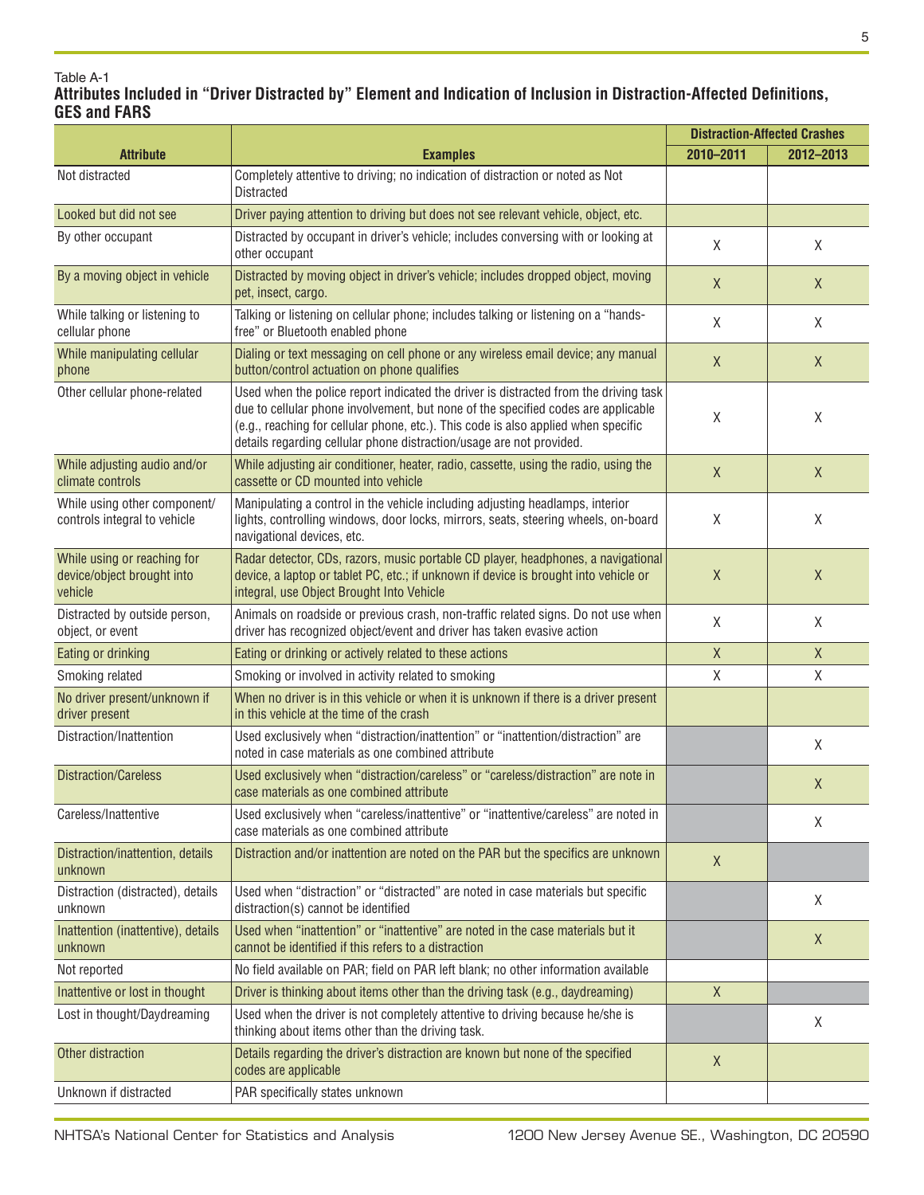Table A-1

**Attributes Included in "Driver Distracted by" Element and Indication of Inclusion in Distraction-Affected Definitions, GES and FARS**

| Attribute | Examples | Distraction-Affected Crashes | |
|---|---|---|---|
| | | 2010–2011 | 2012–2013 |
| Not distracted | Completely attentive to driving; no indication of distraction or noted as Not Distracted | | |
| Looked but did not see | Driver paying attention to driving but does not see relevant vehicle, object, etc. | | |
| By other occupant | Distracted by occupant in driver's vehicle; includes conversing with or looking at other occupant | X | X |
| By a moving object in vehicle | Distracted by moving object in driver's vehicle; includes dropped object, moving pet, insect, cargo. | X | X |
| While talking or listening to cellular phone | Talking or listening on cellular phone; includes talking or listening on a "hands-free" or Bluetooth enabled phone | X | X |
| While manipulating cellular phone | Dialing or text messaging on cell phone or any wireless email device; any manual button/control actuation on phone qualifies | X | X |
| Other cellular phone-related | Used when the police report indicated the driver is distracted from the driving task due to cellular phone involvement, but none of the specified codes are applicable (e.g., reaching for cellular phone, etc.). This code is also applied when specific details regarding cellular phone distraction/usage are not provided. | X | X |
| While adjusting audio and/or climate controls | While adjusting air conditioner, heater, radio, cassette, using the radio, using the cassette or CD mounted into vehicle | X | X |
| While using other component/ controls integral to vehicle | Manipulating a control in the vehicle including adjusting headlamps, interior lights, controlling windows, door locks, mirrors, seats, steering wheels, on-board navigational devices, etc. | X | X |
| While using or reaching for device/object brought into vehicle | Radar detector, CDs, razors, music portable CD player, headphones, a navigational device, a laptop or tablet PC, etc.; if unknown if device is brought into vehicle or integral, use Object Brought Into Vehicle | X | X |
| Distracted by outside person, object, or event | Animals on roadside or previous crash, non-traffic related signs. Do not use when driver has recognized object/event and driver has taken evasive action | X | X |
| Eating or drinking | Eating or drinking or actively related to these actions | X | X |
| Smoking related | Smoking or involved in activity related to smoking | X | X |
| No driver present/unknown if driver present | When no driver is in this vehicle or when it is unknown if there is a driver present in this vehicle at the time of the crash | | |
| Distraction/Inattention | Used exclusively when "distraction/inattention" or "inattention/distraction" are noted in case materials as one combined attribute | | X |
| Distraction/Careless | Used exclusively when "distraction/careless" or "careless/distraction" are note in case materials as one combined attribute | | X |
| Careless/Inattentive | Used exclusively when "careless/inattentive" or "inattentive/careless" are noted in case materials as one combined attribute | | X |
| Distraction/inattention, details unknown | Distraction and/or inattention are noted on the PAR but the specifics are unknown | X | |
| Distraction (distracted), details unknown | Used when "distraction" or "distracted" are noted in case materials but specific distraction(s) cannot be identified | | X |
| Inattention (inattentive), details unknown | Used when "inattention" or "inattentive" are noted in the case materials but it cannot be identified if this refers to a distraction | | X |
| Not reported | No field available on PAR; field on PAR left blank; no other information available | | |
| Inattentive or lost in thought | Driver is thinking about items other than the driving task (e.g., daydreaming) | X | |
| Lost in thought/Daydreaming | Used when the driver is not completely attentive to driving because he/she is thinking about items other than the driving task. | | X |
| Other distraction | Details regarding the driver's distraction are known but none of the specified codes are applicable | X | |
| Unknown if distracted | PAR specifically states unknown | | |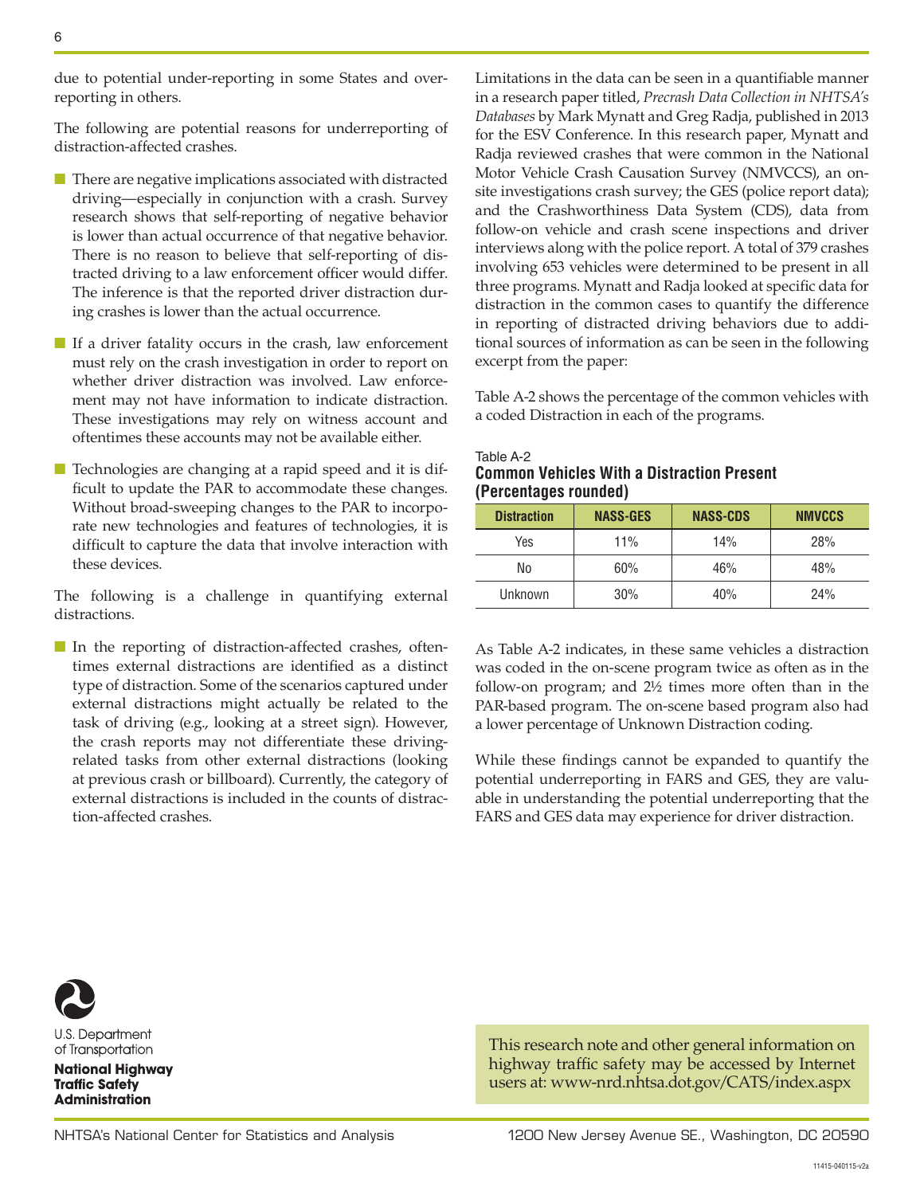due to potential under-reporting in some States and over-reporting in others.

The following are potential reasons for underreporting of distraction-affected crashes.

- There are negative implications associated with distracted driving—especially in conjunction with a crash. Survey research shows that self-reporting of negative behavior is lower than actual occurrence of that negative behavior. There is no reason to believe that self-reporting of distracted driving to a law enforcement officer would differ. The inference is that the reported driver distraction during crashes is lower than the actual occurrence.
- If a driver fatality occurs in the crash, law enforcement must rely on the crash investigation in order to report on whether driver distraction was involved. Law enforcement may not have information to indicate distraction. These investigations may rely on witness account and oftentimes these accounts may not be available either.
- Technologies are changing at a rapid speed and it is difficult to update the PAR to accommodate these changes. Without broad-sweeping changes to the PAR to incorporate new technologies and features of technologies, it is difficult to capture the data that involve interaction with these devices.

The following is a challenge in quantifying external distractions.

- In the reporting of distraction-affected crashes, oftentimes external distractions are identified as a distinct type of distraction. Some of the scenarios captured under external distractions might actually be related to the task of driving (e.g., looking at a street sign). However, the crash reports may not differentiate these driving-related tasks from other external distractions (looking at previous crash or billboard). Currently, the category of external distractions is included in the counts of distraction-affected crashes.

Limitations in the data can be seen in a quantifiable manner in a research paper titled, *Precrash Data Collection in NHTSA's Databases* by Mark Mynatt and Greg Radja, published in 2013 for the ESV Conference. In this research paper, Mynatt and Radja reviewed crashes that were common in the National Motor Vehicle Crash Causation Survey (NMVCCS), an on-site investigations crash survey; the GES (police report data); and the Crashworthiness Data System (CDS), data from follow-on vehicle and crash scene inspections and driver interviews along with the police report. A total of 379 crashes involving 653 vehicles were determined to be present in all three programs. Mynatt and Radja looked at specific data for distraction in the common cases to quantify the difference in reporting of distracted driving behaviors due to additional sources of information as can be seen in the following excerpt from the paper:

Table A-2 shows the percentage of the common vehicles with a coded Distraction in each of the programs.

Table A-2
**Common Vehicles With a Distraction Present (Percentages rounded)**

| Distraction | NASS-GES | NASS-CDS | NMVCCS |
|---|---|---|---|
| Yes | 11% | 14% | 28% |
| No | 60% | 46% | 48% |
| Unknown | 30% | 40% | 24% |

As Table A-2 indicates, in these same vehicles a distraction was coded in the on-scene program twice as often as in the follow-on program; and 2½ times more often than in the PAR-based program. The on-scene based program also had a lower percentage of Unknown Distraction coding.

While these findings cannot be expanded to quantify the potential underreporting in FARS and GES, they are valuable in understanding the potential underreporting that the FARS and GES data may experience for driver distraction.

U.S. Department of Transportation
**National Highway Traffic Safety Administration**

This research note and other general information on highway traffic safety may be accessed by Internet users at: www-nrd.nhtsa.dot.gov/CATS/index.aspx

NHTSA's National Center for Statistics and Analysis 1200 New Jersey Avenue SE., Washington, DC 20590

11415-040115-v2a